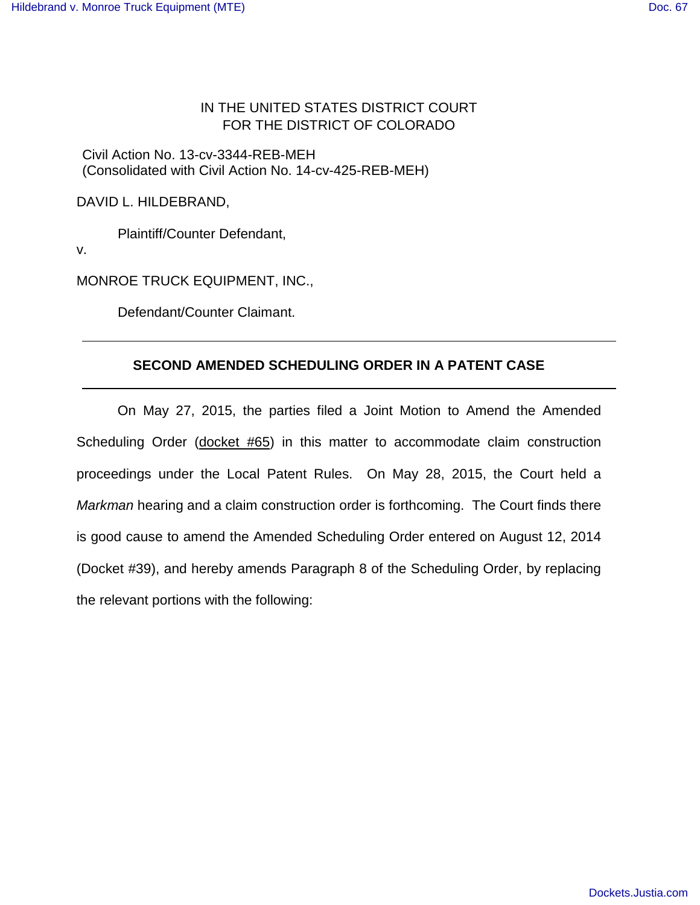IN THE UNITED STATES DISTRICT COURT
FOR THE DISTRICT OF COLORADO

Civil Action No. 13-cv-3344-REB-MEH
(Consolidated with Civil Action No. 14-cv-425-REB-MEH)

DAVID L. HILDEBRAND,

Plaintiff/Counter Defendant,

v.

MONROE TRUCK EQUIPMENT, INC.,

Defendant/Counter Claimant.

---

## SECOND AMENDED SCHEDULING ORDER IN A PATENT CASE

---

On May 27, 2015, the parties filed a Joint Motion to Amend the Amended Scheduling Order (docket #65) in this matter to accommodate claim construction proceedings under the Local Patent Rules. On May 28, 2015, the Court held a *Markman* hearing and a claim construction order is forthcoming. The Court finds there is good cause to amend the Amended Scheduling Order entered on August 12, 2014 (Docket #39), and hereby amends Paragraph 8 of the Scheduling Order, by replacing the relevant portions with the following: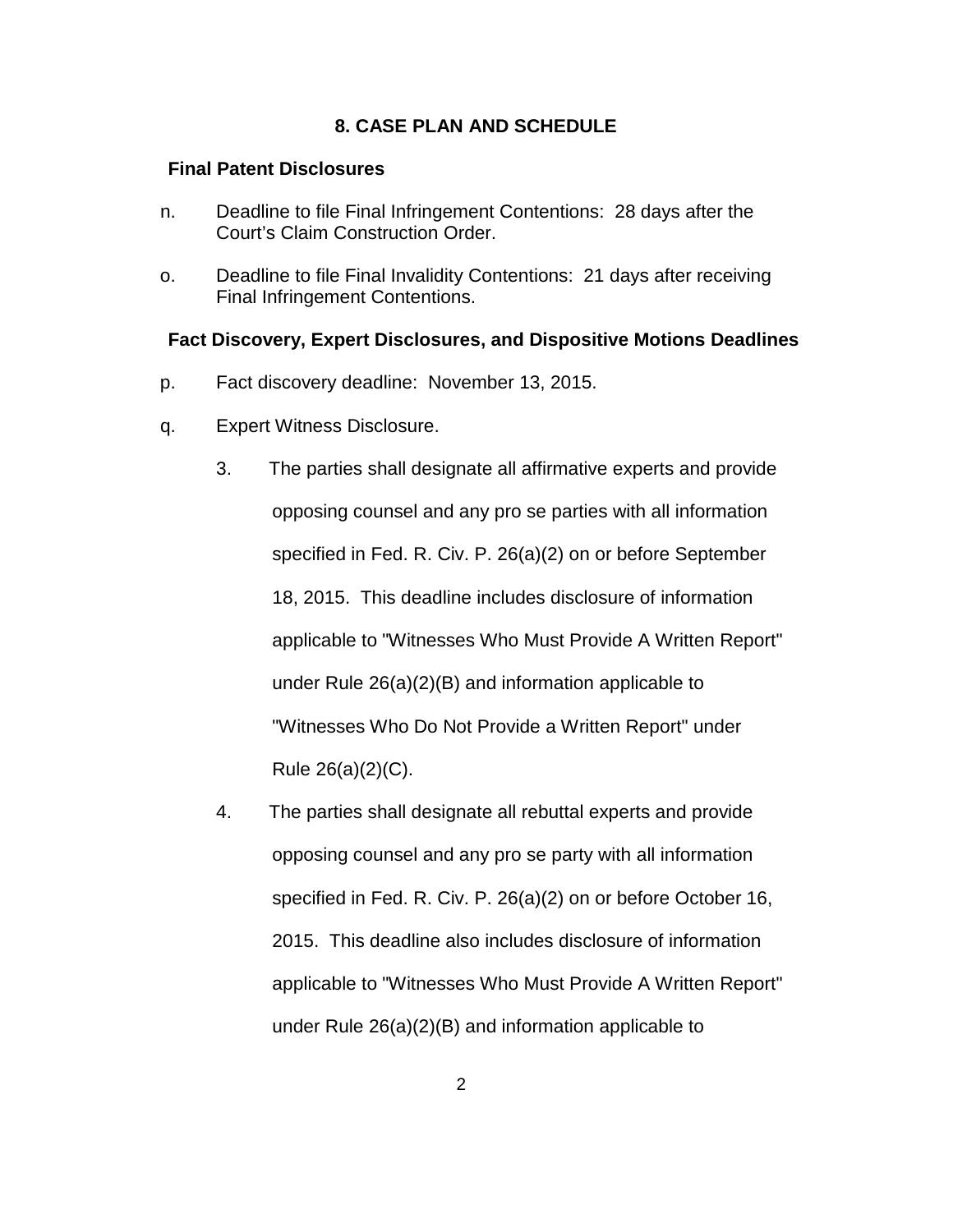## 8. CASE PLAN AND SCHEDULE

### Final Patent Disclosures

n. Deadline to file Final Infringement Contentions: 28 days after the Court's Claim Construction Order.

o. Deadline to file Final Invalidity Contentions: 21 days after receiving Final Infringement Contentions.

### Fact Discovery, Expert Disclosures, and Dispositive Motions Deadlines

p. Fact discovery deadline: November 13, 2015.

q. Expert Witness Disclosure.

3. The parties shall designate all affirmative experts and provide opposing counsel and any pro se parties with all information specified in Fed. R. Civ. P. 26(a)(2) on or before September 18, 2015. This deadline includes disclosure of information applicable to "Witnesses Who Must Provide A Written Report" under Rule 26(a)(2)(B) and information applicable to "Witnesses Who Do Not Provide a Written Report" under Rule 26(a)(2)(C).

4. The parties shall designate all rebuttal experts and provide opposing counsel and any pro se party with all information specified in Fed. R. Civ. P. 26(a)(2) on or before October 16, 2015. This deadline also includes disclosure of information applicable to "Witnesses Who Must Provide A Written Report" under Rule 26(a)(2)(B) and information applicable to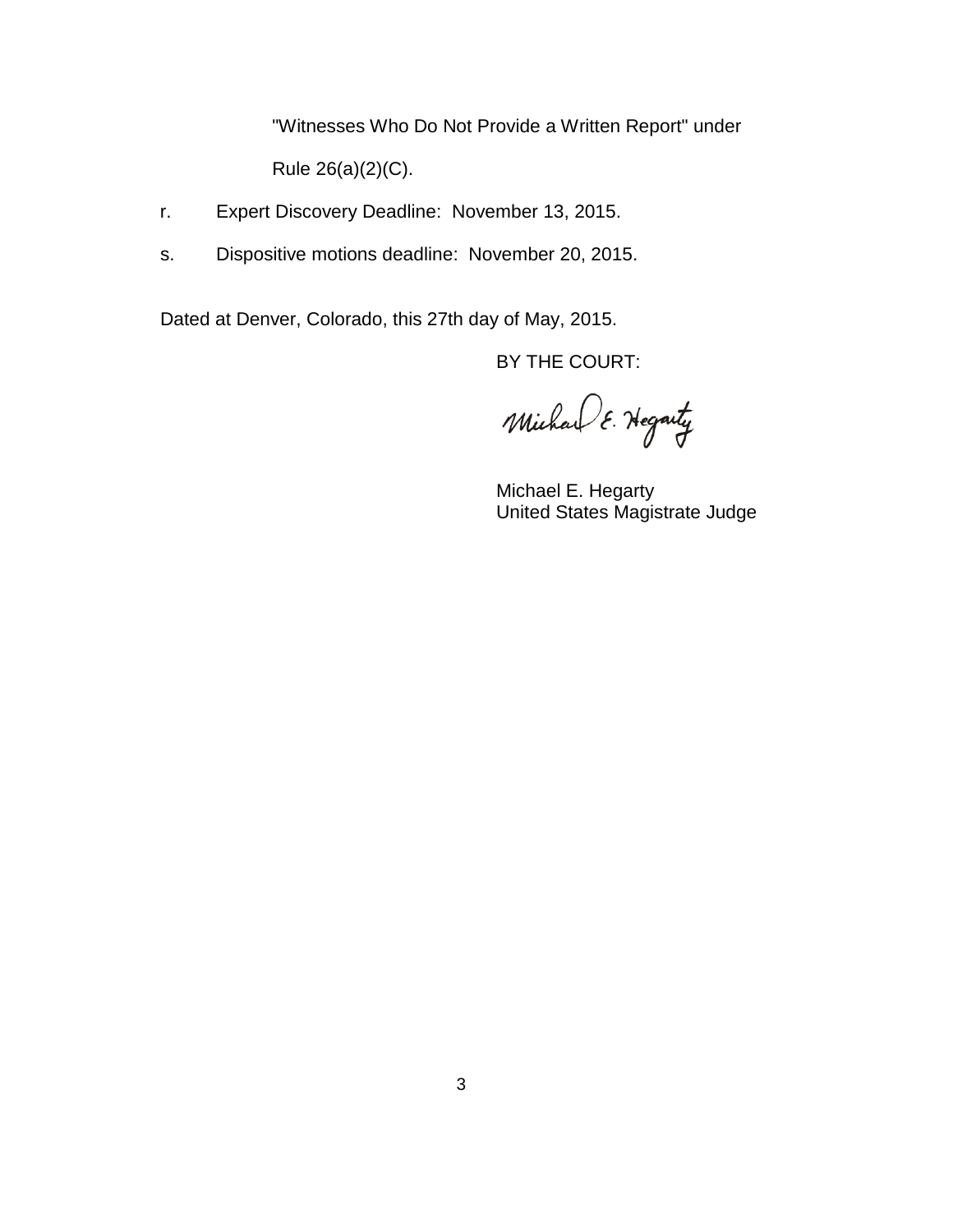"Witnesses Who Do Not Provide a Written Report" under Rule 26(a)(2)(C).

r. Expert Discovery Deadline: November 13, 2015.

s. Dispositive motions deadline: November 20, 2015.

Dated at Denver, Colorado, this 27th day of May, 2015.

BY THE COURT:

Michael E. Hegarty

Michael E. Hegarty
United States Magistrate Judge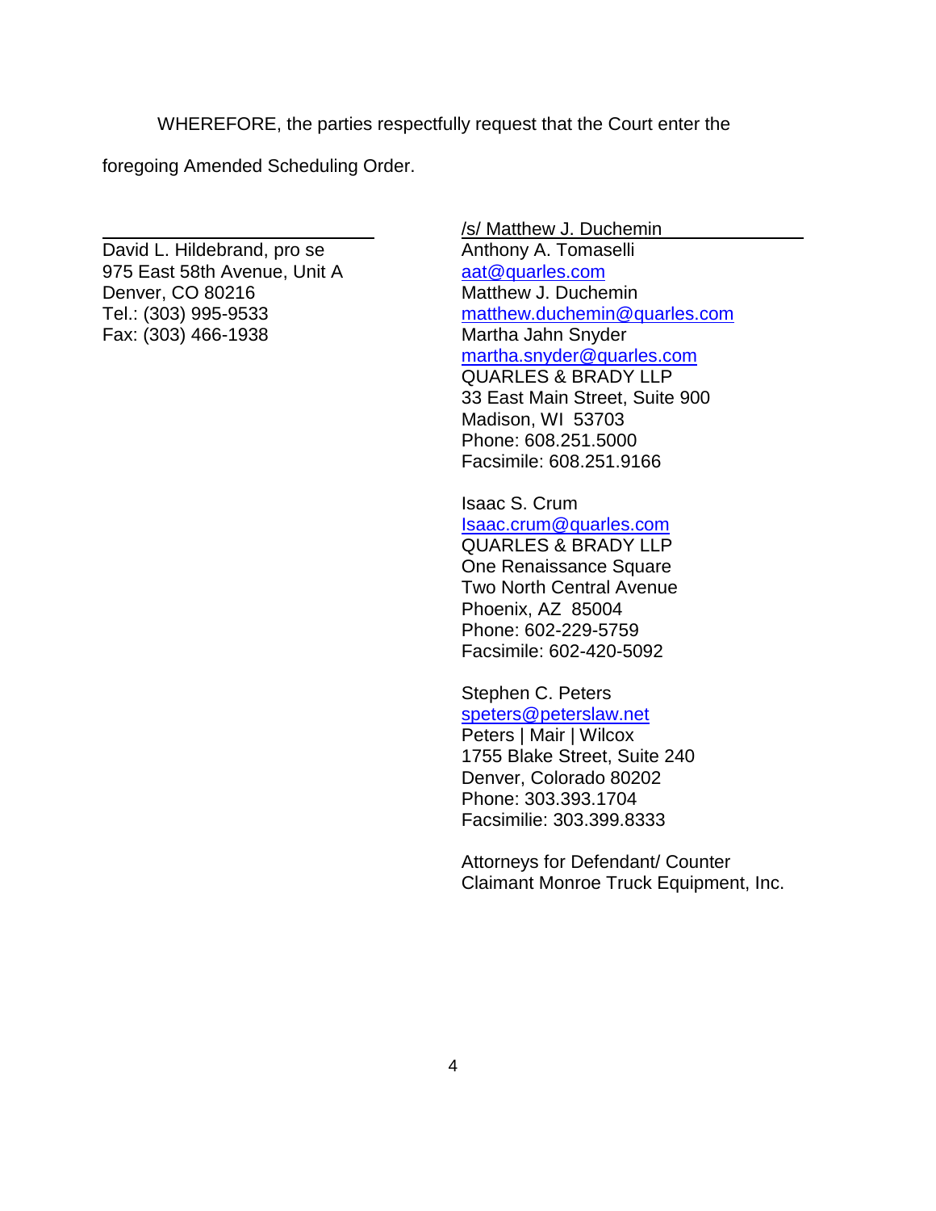WHEREFORE, the parties respectfully request that the Court enter the foregoing Amended Scheduling Order.

\_\_\_\_\_\_\_\_\_\_\_\_\_\_\_\_\_\_\_\_\_\_\_\_\_\_\_\_\_\_
David L. Hildebrand, pro se
975 East 58th Avenue, Unit A
Denver, CO 80216
Tel.: (303) 995-9533
Fax: (303) 466-1938

/s/ Matthew J. Duchemin
Anthony A. Tomaselli
aat@quarles.com
Matthew J. Duchemin
matthew.duchemin@quarles.com
Martha Jahn Snyder
martha.snyder@quarles.com
QUARLES & BRADY LLP
33 East Main Street, Suite 900
Madison, WI 53703
Phone: 608.251.5000
Facsimile: 608.251.9166

Isaac S. Crum
Isaac.crum@quarles.com
QUARLES & BRADY LLP
One Renaissance Square
Two North Central Avenue
Phoenix, AZ 85004
Phone: 602-229-5759
Facsimile: 602-420-5092

Stephen C. Peters
speters@peterslaw.net
Peters | Mair | Wilcox
1755 Blake Street, Suite 240
Denver, Colorado 80202
Phone: 303.393.1704
Facsimilie: 303.399.8333

Attorneys for Defendant/ Counter Claimant Monroe Truck Equipment, Inc.